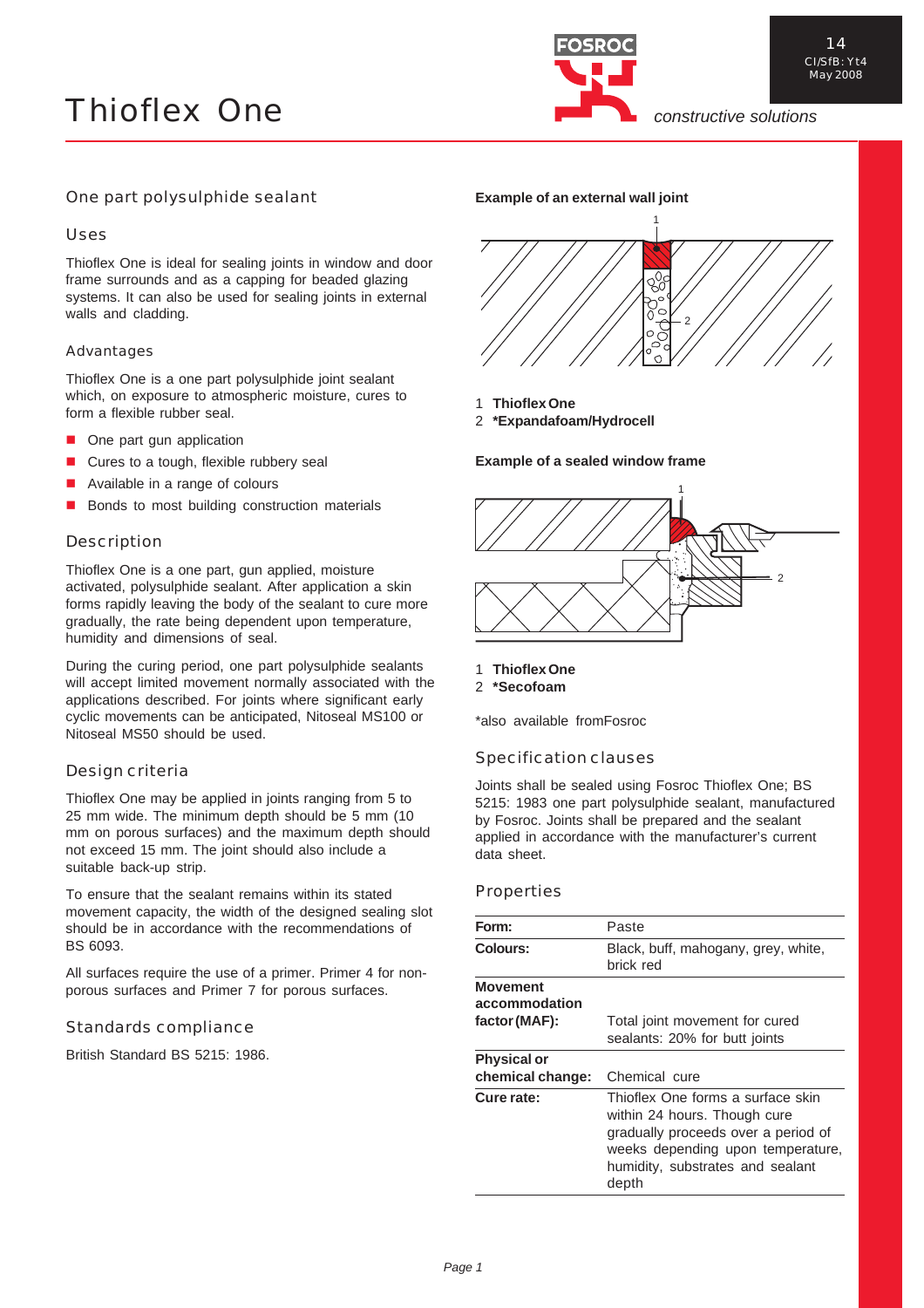# Thioflex One

14
CI/SfB: Yt4
May 2008

FOSROC *constructive solutions*

## One part polysulphide sealant

### Uses

Thioflex One is ideal for sealing joints in window and door frame surrounds and as a capping for beaded glazing systems. It can also be used for sealing joints in external walls and cladding.

### Advantages

Thioflex One is a one part polysulphide joint sealant which, on exposure to atmospheric moisture, cures to form a flexible rubber seal.

- One part gun application
- Cures to a tough, flexible rubbery seal
- Available in a range of colours
- Bonds to most building construction materials

### Description

Thioflex One is a one part, gun applied, moisture activated, polysulphide sealant. After application a skin forms rapidly leaving the body of the sealant to cure more gradually, the rate being dependent upon temperature, humidity and dimensions of seal.

During the curing period, one part polysulphide sealants will accept limited movement normally associated with the applications described. For joints where significant early cyclic movements can be anticipated, Nitoseal MS100 or Nitoseal MS50 should be used.

### Design criteria

Thioflex One may be applied in joints ranging from 5 to 25 mm wide. The minimum depth should be 5 mm (10 mm on porous surfaces) and the maximum depth should not exceed 15 mm. The joint should also include a suitable back-up strip.

To ensure that the sealant remains within its stated movement capacity, the width of the designed sealing slot should be in accordance with the recommendations of BS 6093.

All surfaces require the use of a primer. Primer 4 for non-porous surfaces and Primer 7 for porous surfaces.

### Standards compliance

British Standard BS 5215: 1986.

**Example of an external wall joint**

1 **Thioflex One**
2 **\*Expandafoam/Hydrocell**

**Example of a sealed window frame**

1 **Thioflex One**
2 **\*Secofoam**

\*also available from Fosroc

### Specification clauses

Joints shall be sealed using Fosroc Thioflex One; BS 5215: 1983 one part polysulphide sealant, manufactured by Fosroc. Joints shall be prepared and the sealant applied in accordance with the manufacturer's current data sheet.

### Properties

| | |
|---|---|
| **Form:** | Paste |
| **Colours:** | Black, buff, mahogany, grey, white, brick red |
| **Movement accommodation factor (MAF):** | Total joint movement for cured sealants: 20% for butt joints |
| **Physical or chemical change:** | Chemical cure |
| **Cure rate:** | Thioflex One forms a surface skin within 24 hours. Though cure gradually proceeds over a period of weeks depending upon temperature, humidity, substrates and sealant depth |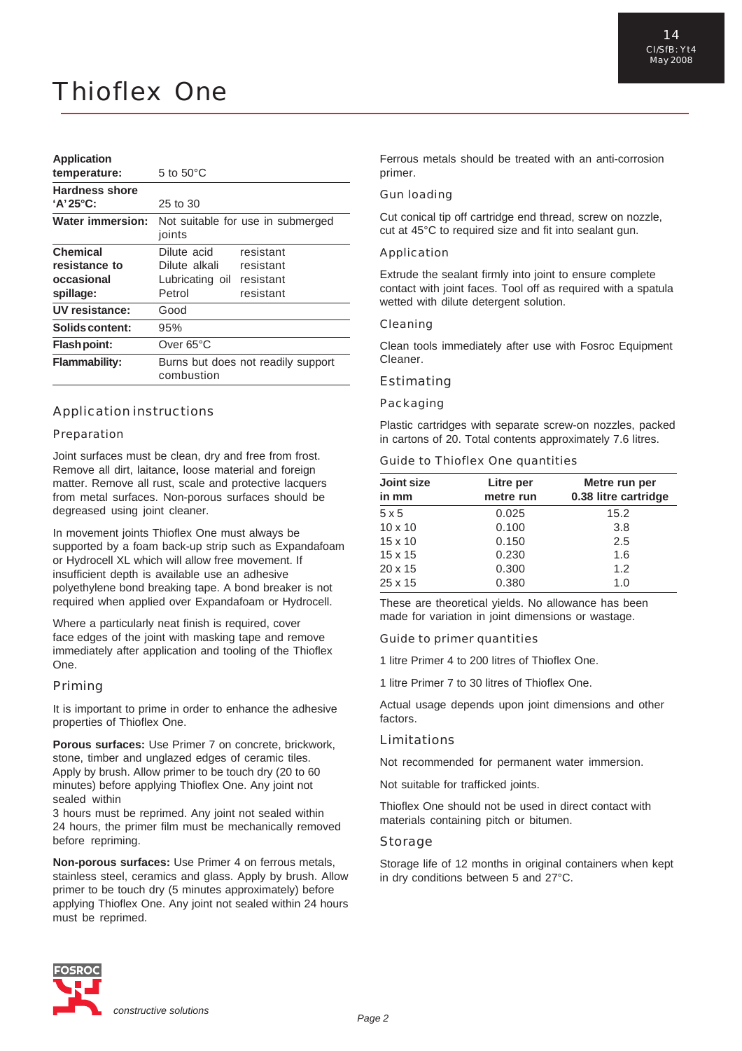# Thioflex One

| | | |
|---|---|---|
| **Application temperature:** | 5 to 50°C | |
| **Hardness shore 'A' 25°C:** | 25 to 30 | |
| **Water immersion:** | Not suitable for use in submerged joints | |
| **Chemical resistance to occasional spillage:** | Dilute acid | resistant |
| | Dilute alkali | resistant |
| | Lubricating oil | resistant |
| | Petrol | resistant |
| **UV resistance:** | Good | |
| **Solids content:** | 95% | |
| **Flash point:** | Over 65°C | |
| **Flammability:** | Burns but does not readily support combustion | |

## Application instructions

### Preparation

Joint surfaces must be clean, dry and free from frost. Remove all dirt, laitance, loose material and foreign matter. Remove all rust, scale and protective lacquers from metal surfaces. Non-porous surfaces should be degreased using joint cleaner.

In movement joints Thioflex One must always be supported by a foam back-up strip such as Expandafoam or Hydrocell XL which will allow free movement. If insufficient depth is available use an adhesive polyethylene bond breaking tape. A bond breaker is not required when applied over Expandafoam or Hydrocell.

Where a particularly neat finish is required, cover face edges of the joint with masking tape and remove immediately after application and tooling of the Thioflex One.

### Priming

It is important to prime in order to enhance the adhesive properties of Thioflex One.

**Porous surfaces:** Use Primer 7 on concrete, brickwork, stone, timber and unglazed edges of ceramic tiles. Apply by brush. Allow primer to be touch dry (20 to 60 minutes) before applying Thioflex One. Any joint not sealed within 3 hours must be reprimed. Any joint not sealed within 24 hours, the primer film must be mechanically removed before repriming.

**Non-porous surfaces:** Use Primer 4 on ferrous metals, stainless steel, ceramics and glass. Apply by brush. Allow primer to be touch dry (5 minutes approximately) before applying Thioflex One. Any joint not sealed within 24 hours must be reprimed.

Ferrous metals should be treated with an anti-corrosion primer.

### Gun loading

Cut conical tip off cartridge end thread, screw on nozzle, cut at 45°C to required size and fit into sealant gun.

### Application

Extrude the sealant firmly into joint to ensure complete contact with joint faces. Tool off as required with a spatula wetted with dilute detergent solution.

### Cleaning

Clean tools immediately after use with Fosroc Equipment Cleaner.

## Estimating

### Packaging

Plastic cartridges with separate screw-on nozzles, packed in cartons of 20. Total contents approximately 7.6 litres.

### Guide to Thioflex One quantities

| Joint size in mm | Litre per metre run | Metre run per 0.38 litre cartridge |
|---|---|---|
| 5 x 5 | 0.025 | 15.2 |
| 10 x 10 | 0.100 | 3.8 |
| 15 x 10 | 0.150 | 2.5 |
| 15 x 15 | 0.230 | 1.6 |
| 20 x 15 | 0.300 | 1.2 |
| 25 x 15 | 0.380 | 1.0 |

These are theoretical yields. No allowance has been made for variation in joint dimensions or wastage.

### Guide to primer quantities

1 litre Primer 4 to 200 litres of Thioflex One.

1 litre Primer 7 to 30 litres of Thioflex One.

Actual usage depends upon joint dimensions and other factors.

## Limitations

Not recommended for permanent water immersion.

Not suitable for trafficked joints.

Thioflex One should not be used in direct contact with materials containing pitch or bitumen.

## Storage

Storage life of 12 months in original containers when kept in dry conditions between 5 and 27°C.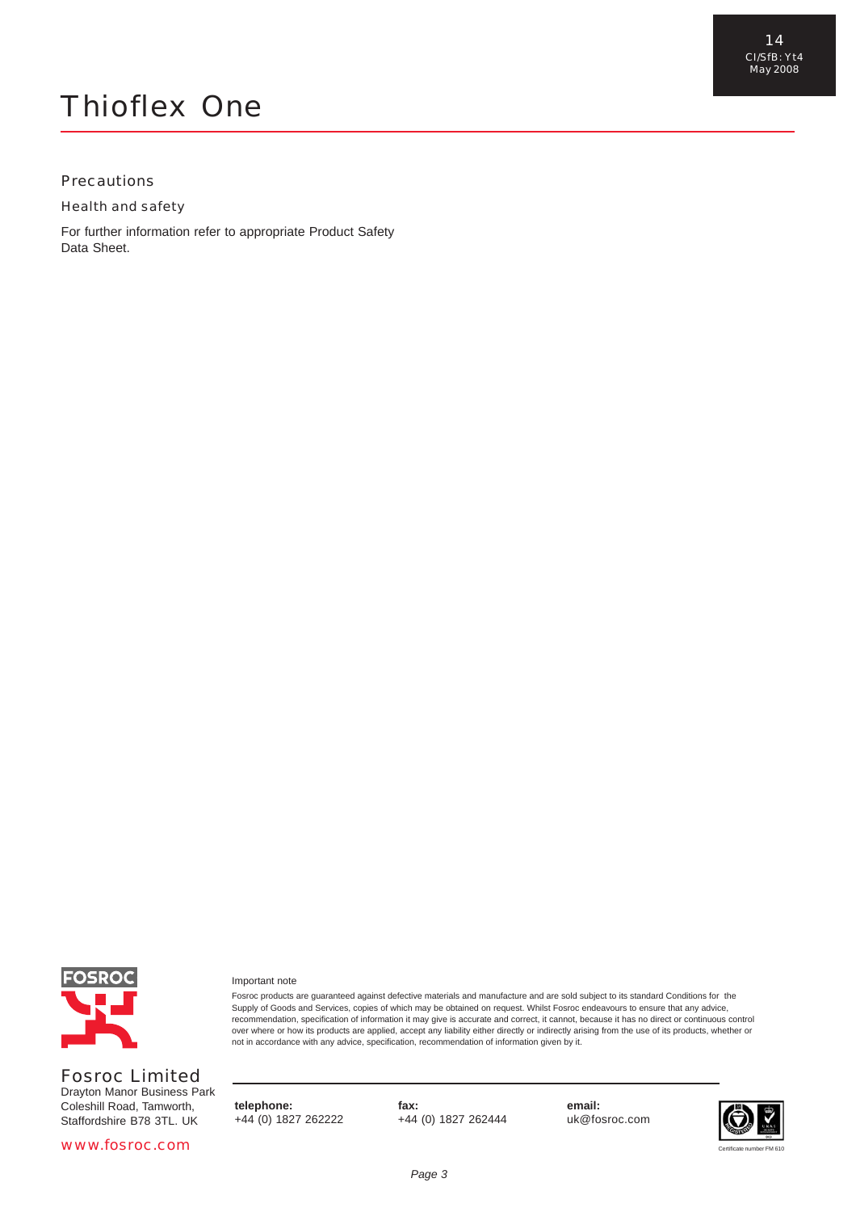# Thioflex One

## Precautions

### Health and safety

For further information refer to appropriate Product Safety Data Sheet.

Important note

Fosroc products are guaranteed against defective materials and manufacture and are sold subject to its standard Conditions for the Supply of Goods and Services, copies of which may be obtained on request. Whilst Fosroc endeavours to ensure that any advice, recommendation, specification of information it may give is accurate and correct, it cannot, because it has no direct or continuous control over where or how its products are applied, accept any liability either directly or indirectly arising from the use of its products, whether or not in accordance with any advice, specification, recommendation of information given by it.

**Fosroc Limited**
Drayton Manor Business Park
Coleshill Road, Tamworth,
Staffordshire B78 3TL. UK

www.fosroc.com

**telephone:**
+44 (0) 1827 262222

**fax:**
+44 (0) 1827 262444

**email:**
uk@fosroc.com

Certificate number FM 610